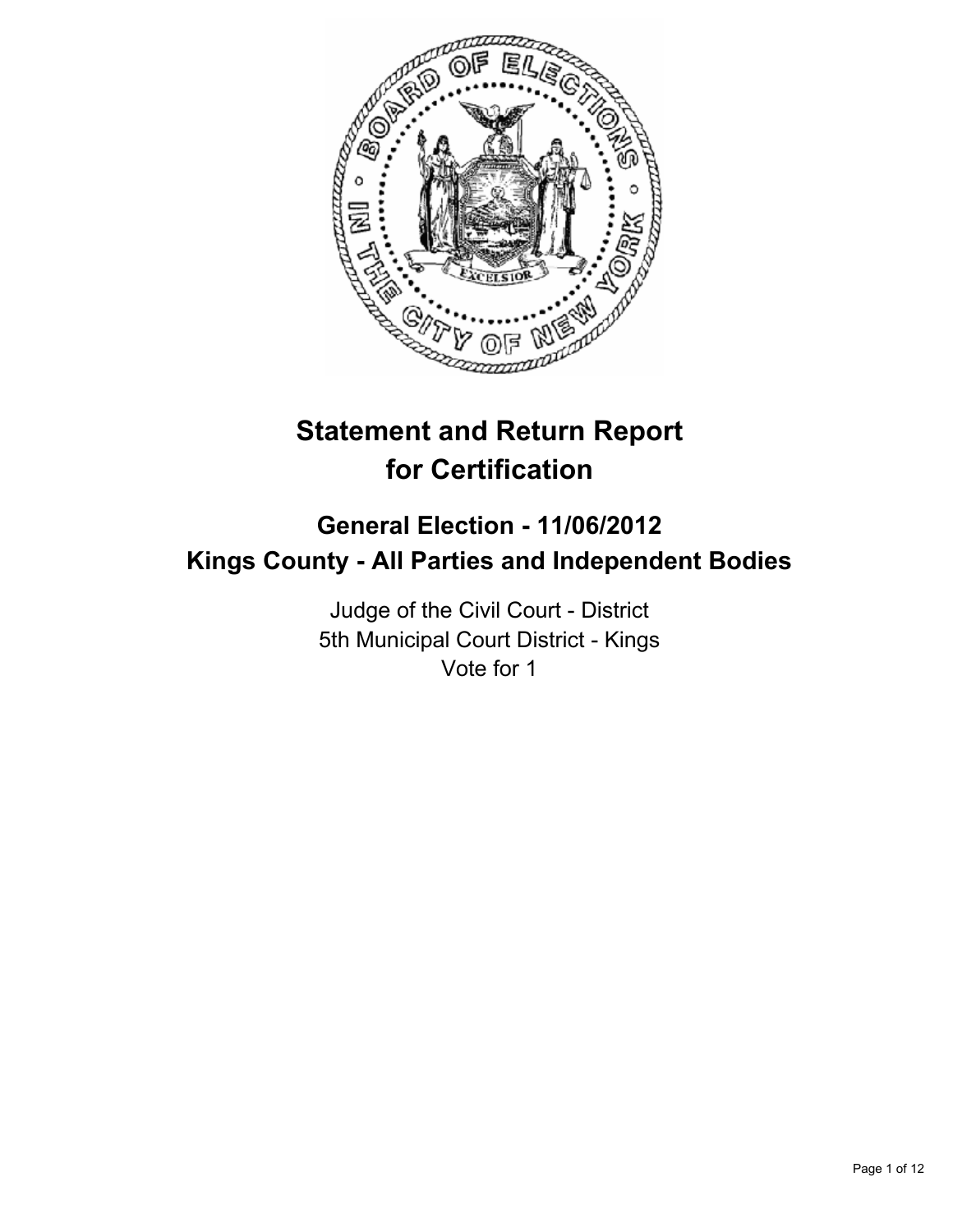# Statement and Return Report for Certification

## General Election - 11/06/2012
## Kings County - All Parties and Independent Bodies

Judge of the Civil Court - District
5th Municipal Court District - Kings
Vote for 1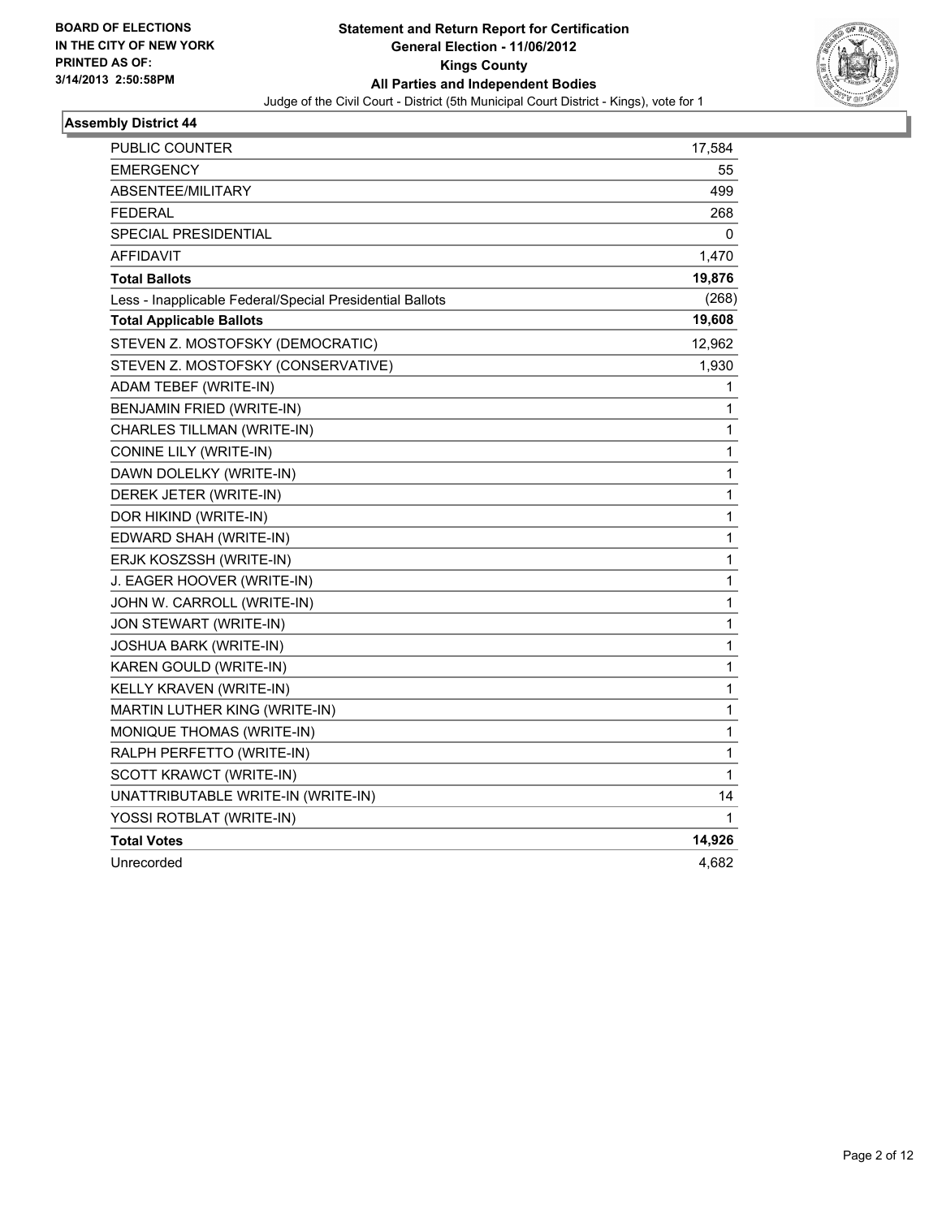**BOARD OF ELECTIONS IN THE CITY OF NEW YORK PRINTED AS OF: 3/14/2013 2:50:58PM**

# Statement and Return Report for Certification
## General Election - 11/06/2012
## Kings County
## All Parties and Independent Bodies

Judge of the Civil Court - District (5th Municipal Court District - Kings), vote for 1

### Assembly District 44

| | |
|---|---|
| PUBLIC COUNTER | 17,584 |
| EMERGENCY | 55 |
| ABSENTEE/MILITARY | 499 |
| FEDERAL | 268 |
| SPECIAL PRESIDENTIAL | 0 |
| AFFIDAVIT | 1,470 |
| **Total Ballots** | **19,876** |
| Less - Inapplicable Federal/Special Presidential Ballots | (268) |
| **Total Applicable Ballots** | **19,608** |
| STEVEN Z. MOSTOFSKY (DEMOCRATIC) | 12,962 |
| STEVEN Z. MOSTOFSKY (CONSERVATIVE) | 1,930 |
| ADAM TEBEF (WRITE-IN) | 1 |
| BENJAMIN FRIED (WRITE-IN) | 1 |
| CHARLES TILLMAN (WRITE-IN) | 1 |
| CONINE LILY (WRITE-IN) | 1 |
| DAWN DOLELKY (WRITE-IN) | 1 |
| DEREK JETER (WRITE-IN) | 1 |
| DOR HIKIND (WRITE-IN) | 1 |
| EDWARD SHAH (WRITE-IN) | 1 |
| ERJK KOSZSSH (WRITE-IN) | 1 |
| J. EAGER HOOVER (WRITE-IN) | 1 |
| JOHN W. CARROLL (WRITE-IN) | 1 |
| JON STEWART (WRITE-IN) | 1 |
| JOSHUA BARK (WRITE-IN) | 1 |
| KAREN GOULD (WRITE-IN) | 1 |
| KELLY KRAVEN (WRITE-IN) | 1 |
| MARTIN LUTHER KING (WRITE-IN) | 1 |
| MONIQUE THOMAS (WRITE-IN) | 1 |
| RALPH PERFETTO (WRITE-IN) | 1 |
| SCOTT KRAWCT (WRITE-IN) | 1 |
| UNATTRIBUTABLE WRITE-IN (WRITE-IN) | 14 |
| YOSSI ROTBLAT (WRITE-IN) | 1 |
| **Total Votes** | **14,926** |
| Unrecorded | 4,682 |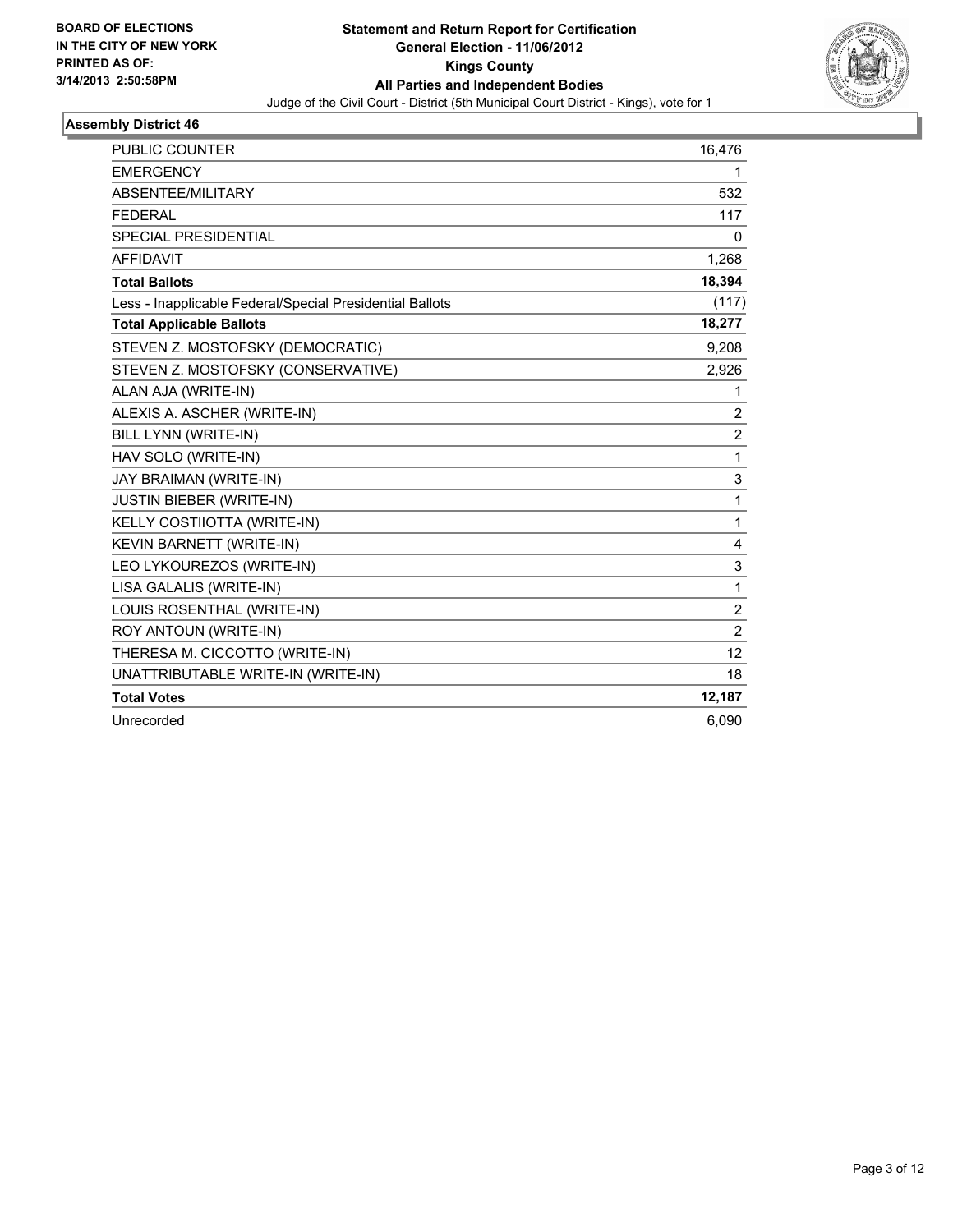**BOARD OF ELECTIONS IN THE CITY OF NEW YORK PRINTED AS OF: 3/14/2013 2:50:58PM**

# Statement and Return Report for Certification
## General Election - 11/06/2012
## Kings County
## All Parties and Independent Bodies

Judge of the Civil Court - District (5th Municipal Court District - Kings), vote for 1

### Assembly District 46

| | |
|---|---|
| PUBLIC COUNTER | 16,476 |
| EMERGENCY | 1 |
| ABSENTEE/MILITARY | 532 |
| FEDERAL | 117 |
| SPECIAL PRESIDENTIAL | 0 |
| AFFIDAVIT | 1,268 |
| **Total Ballots** | **18,394** |
| Less - Inapplicable Federal/Special Presidential Ballots | (117) |
| **Total Applicable Ballots** | **18,277** |
| STEVEN Z. MOSTOFSKY (DEMOCRATIC) | 9,208 |
| STEVEN Z. MOSTOFSKY (CONSERVATIVE) | 2,926 |
| ALAN AJA (WRITE-IN) | 1 |
| ALEXIS A. ASCHER (WRITE-IN) | 2 |
| BILL LYNN (WRITE-IN) | 2 |
| HAV SOLO (WRITE-IN) | 1 |
| JAY BRAIMAN (WRITE-IN) | 3 |
| JUSTIN BIEBER (WRITE-IN) | 1 |
| KELLY COSTIIOTTA (WRITE-IN) | 1 |
| KEVIN BARNETT (WRITE-IN) | 4 |
| LEO LYKOUREZOS (WRITE-IN) | 3 |
| LISA GALALIS (WRITE-IN) | 1 |
| LOUIS ROSENTHAL (WRITE-IN) | 2 |
| ROY ANTOUN (WRITE-IN) | 2 |
| THERESA M. CICCOTTO (WRITE-IN) | 12 |
| UNATTRIBUTABLE WRITE-IN (WRITE-IN) | 18 |
| **Total Votes** | **12,187** |
| Unrecorded | 6,090 |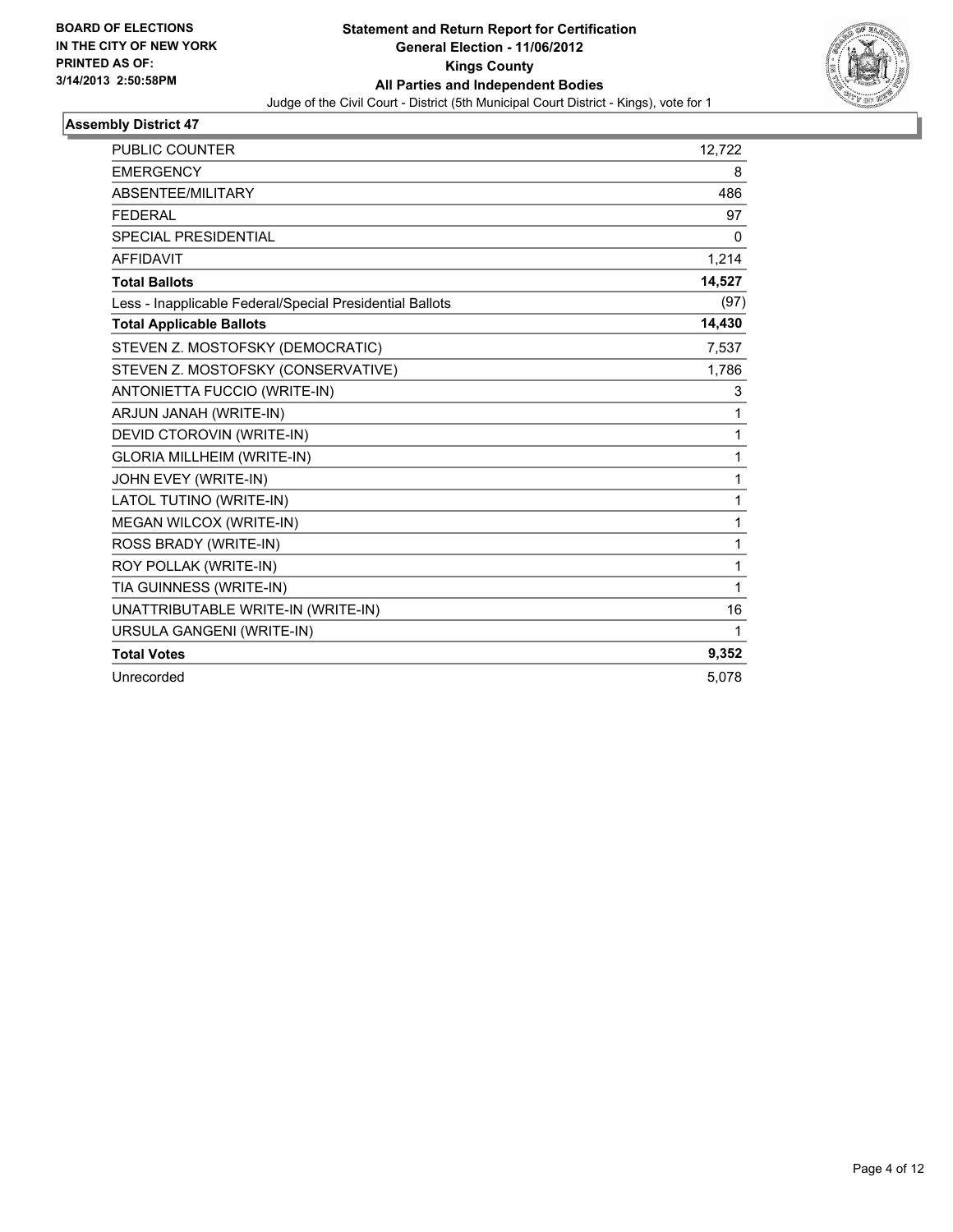**BOARD OF ELECTIONS IN THE CITY OF NEW YORK**
**PRINTED AS OF: 3/14/2013 2:50:58PM**

# Statement and Return Report for Certification
## General Election - 11/06/2012
## Kings County
## All Parties and Independent Bodies

Judge of the Civil Court - District (5th Municipal Court District - Kings), vote for 1

### Assembly District 47

| | |
|---|---|
| PUBLIC COUNTER | 12,722 |
| EMERGENCY | 8 |
| ABSENTEE/MILITARY | 486 |
| FEDERAL | 97 |
| SPECIAL PRESIDENTIAL | 0 |
| AFFIDAVIT | 1,214 |
| **Total Ballots** | **14,527** |
| Less - Inapplicable Federal/Special Presidential Ballots | (97) |
| **Total Applicable Ballots** | **14,430** |
| STEVEN Z. MOSTOFSKY (DEMOCRATIC) | 7,537 |
| STEVEN Z. MOSTOFSKY (CONSERVATIVE) | 1,786 |
| ANTONIETTA FUCCIO (WRITE-IN) | 3 |
| ARJUN JANAH (WRITE-IN) | 1 |
| DEVID CTOROVIN (WRITE-IN) | 1 |
| GLORIA MILLHEIM (WRITE-IN) | 1 |
| JOHN EVEY (WRITE-IN) | 1 |
| LATOL TUTINO (WRITE-IN) | 1 |
| MEGAN WILCOX (WRITE-IN) | 1 |
| ROSS BRADY (WRITE-IN) | 1 |
| ROY POLLAK (WRITE-IN) | 1 |
| TIA GUINNESS (WRITE-IN) | 1 |
| UNATTRIBUTABLE WRITE-IN (WRITE-IN) | 16 |
| URSULA GANGENI (WRITE-IN) | 1 |
| **Total Votes** | **9,352** |
| Unrecorded | 5,078 |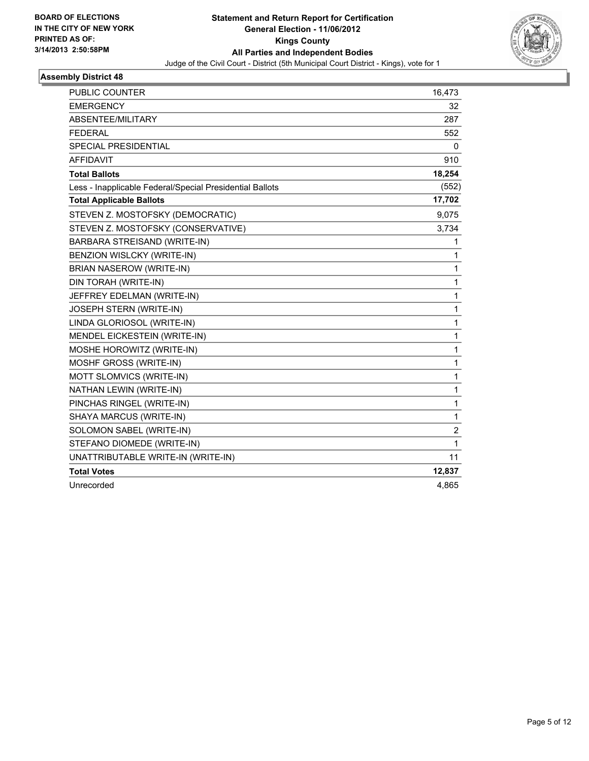BOARD OF ELECTIONS
IN THE CITY OF NEW YORK
PRINTED AS OF:
3/14/2013 2:50:58PM

**Statement and Return Report for Certification**
**General Election - 11/06/2012**
**Kings County**
**All Parties and Independent Bodies**
Judge of the Civil Court - District (5th Municipal Court District - Kings), vote for 1

### Assembly District 48

| | |
|---|---|
| PUBLIC COUNTER | 16,473 |
| EMERGENCY | 32 |
| ABSENTEE/MILITARY | 287 |
| FEDERAL | 552 |
| SPECIAL PRESIDENTIAL | 0 |
| AFFIDAVIT | 910 |
| **Total Ballots** | **18,254** |
| Less - Inapplicable Federal/Special Presidential Ballots | (552) |
| **Total Applicable Ballots** | **17,702** |
| STEVEN Z. MOSTOFSKY (DEMOCRATIC) | 9,075 |
| STEVEN Z. MOSTOFSKY (CONSERVATIVE) | 3,734 |
| BARBARA STREISAND (WRITE-IN) | 1 |
| BENZION WISLCKY (WRITE-IN) | 1 |
| BRIAN NASEROW (WRITE-IN) | 1 |
| DIN TORAH (WRITE-IN) | 1 |
| JEFFREY EDELMAN (WRITE-IN) | 1 |
| JOSEPH STERN (WRITE-IN) | 1 |
| LINDA GLORIOSOL (WRITE-IN) | 1 |
| MENDEL EICKESTEIN (WRITE-IN) | 1 |
| MOSHE HOROWITZ (WRITE-IN) | 1 |
| MOSHF GROSS (WRITE-IN) | 1 |
| MOTT SLOMVICS (WRITE-IN) | 1 |
| NATHAN LEWIN (WRITE-IN) | 1 |
| PINCHAS RINGEL (WRITE-IN) | 1 |
| SHAYA MARCUS (WRITE-IN) | 1 |
| SOLOMON SABEL (WRITE-IN) | 2 |
| STEFANO DIOMEDE (WRITE-IN) | 1 |
| UNATTRIBUTABLE WRITE-IN (WRITE-IN) | 11 |
| **Total Votes** | **12,837** |
| Unrecorded | 4,865 |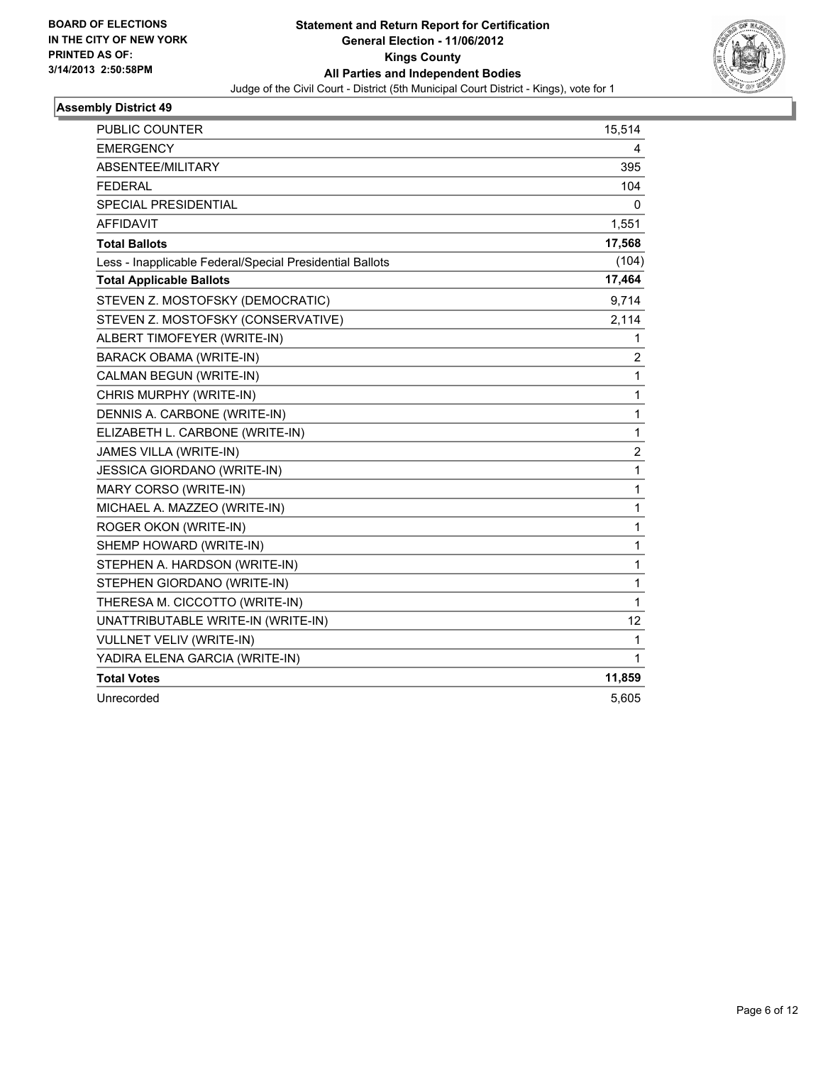**BOARD OF ELECTIONS IN THE CITY OF NEW YORK PRINTED AS OF: 3/14/2013 2:50:58PM**

**Statement and Return Report for Certification**
**General Election - 11/06/2012**
**Kings County**
**All Parties and Independent Bodies**
Judge of the Civil Court - District (5th Municipal Court District - Kings), vote for 1

## Assembly District 49

| | |
|---|---|
| PUBLIC COUNTER | 15,514 |
| EMERGENCY | 4 |
| ABSENTEE/MILITARY | 395 |
| FEDERAL | 104 |
| SPECIAL PRESIDENTIAL | 0 |
| AFFIDAVIT | 1,551 |
| **Total Ballots** | **17,568** |
| Less - Inapplicable Federal/Special Presidential Ballots | (104) |
| **Total Applicable Ballots** | **17,464** |
| STEVEN Z. MOSTOFSKY (DEMOCRATIC) | 9,714 |
| STEVEN Z. MOSTOFSKY (CONSERVATIVE) | 2,114 |
| ALBERT TIMOFEYER (WRITE-IN) | 1 |
| BARACK OBAMA (WRITE-IN) | 2 |
| CALMAN BEGUN (WRITE-IN) | 1 |
| CHRIS MURPHY (WRITE-IN) | 1 |
| DENNIS A. CARBONE (WRITE-IN) | 1 |
| ELIZABETH L. CARBONE (WRITE-IN) | 1 |
| JAMES VILLA (WRITE-IN) | 2 |
| JESSICA GIORDANO (WRITE-IN) | 1 |
| MARY CORSO (WRITE-IN) | 1 |
| MICHAEL A. MAZZEO (WRITE-IN) | 1 |
| ROGER OKON (WRITE-IN) | 1 |
| SHEMP HOWARD (WRITE-IN) | 1 |
| STEPHEN A. HARDSON (WRITE-IN) | 1 |
| STEPHEN GIORDANO (WRITE-IN) | 1 |
| THERESA M. CICCOTTO (WRITE-IN) | 1 |
| UNATTRIBUTABLE WRITE-IN (WRITE-IN) | 12 |
| VULLNET VELIV (WRITE-IN) | 1 |
| YADIRA ELENA GARCIA (WRITE-IN) | 1 |
| **Total Votes** | **11,859** |
| Unrecorded | 5,605 |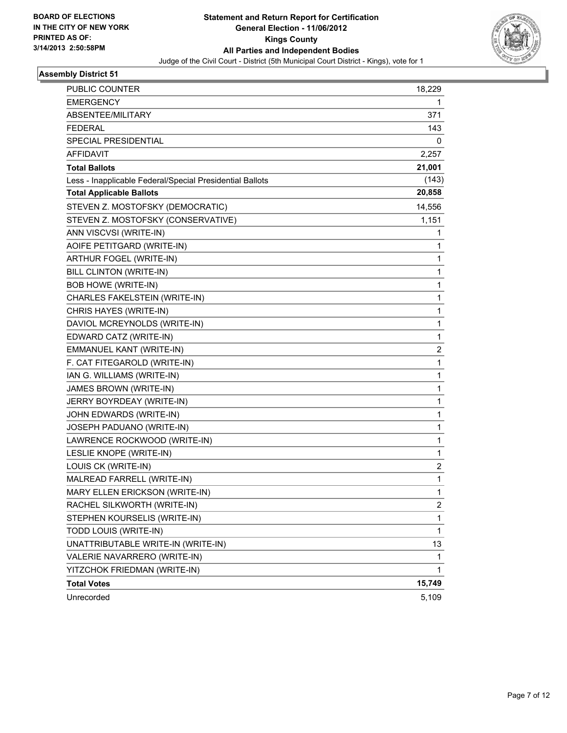**BOARD OF ELECTIONS IN THE CITY OF NEW YORK PRINTED AS OF: 3/14/2013 2:50:58PM**

# Statement and Return Report for Certification
## General Election - 11/06/2012
## Kings County
## All Parties and Independent Bodies
Judge of the Civil Court - District (5th Municipal Court District - Kings), vote for 1

### Assembly District 51

| | |
|---|---|
| PUBLIC COUNTER | 18,229 |
| EMERGENCY | 1 |
| ABSENTEE/MILITARY | 371 |
| FEDERAL | 143 |
| SPECIAL PRESIDENTIAL | 0 |
| AFFIDAVIT | 2,257 |
| **Total Ballots** | **21,001** |
| Less - Inapplicable Federal/Special Presidential Ballots | (143) |
| **Total Applicable Ballots** | **20,858** |
| STEVEN Z. MOSTOFSKY (DEMOCRATIC) | 14,556 |
| STEVEN Z. MOSTOFSKY (CONSERVATIVE) | 1,151 |
| ANN VISCVSI (WRITE-IN) | 1 |
| AOIFE PETITGARD (WRITE-IN) | 1 |
| ARTHUR FOGEL (WRITE-IN) | 1 |
| BILL CLINTON (WRITE-IN) | 1 |
| BOB HOWE (WRITE-IN) | 1 |
| CHARLES FAKELSTEIN (WRITE-IN) | 1 |
| CHRIS HAYES (WRITE-IN) | 1 |
| DAVIOL MCREYNOLDS (WRITE-IN) | 1 |
| EDWARD CATZ (WRITE-IN) | 1 |
| EMMANUEL KANT (WRITE-IN) | 2 |
| F. CAT FITEGAROLD (WRITE-IN) | 1 |
| IAN G. WILLIAMS (WRITE-IN) | 1 |
| JAMES BROWN (WRITE-IN) | 1 |
| JERRY BOYRDEAY (WRITE-IN) | 1 |
| JOHN EDWARDS (WRITE-IN) | 1 |
| JOSEPH PADUANO (WRITE-IN) | 1 |
| LAWRENCE ROCKWOOD (WRITE-IN) | 1 |
| LESLIE KNOPE (WRITE-IN) | 1 |
| LOUIS CK (WRITE-IN) | 2 |
| MALREAD FARRELL (WRITE-IN) | 1 |
| MARY ELLEN ERICKSON (WRITE-IN) | 1 |
| RACHEL SILKWORTH (WRITE-IN) | 2 |
| STEPHEN KOURSELIS (WRITE-IN) | 1 |
| TODD LOUIS (WRITE-IN) | 1 |
| UNATTRIBUTABLE WRITE-IN (WRITE-IN) | 13 |
| VALERIE NAVARRERO (WRITE-IN) | 1 |
| YITZCHOK FRIEDMAN (WRITE-IN) | 1 |
| **Total Votes** | **15,749** |
| Unrecorded | 5,109 |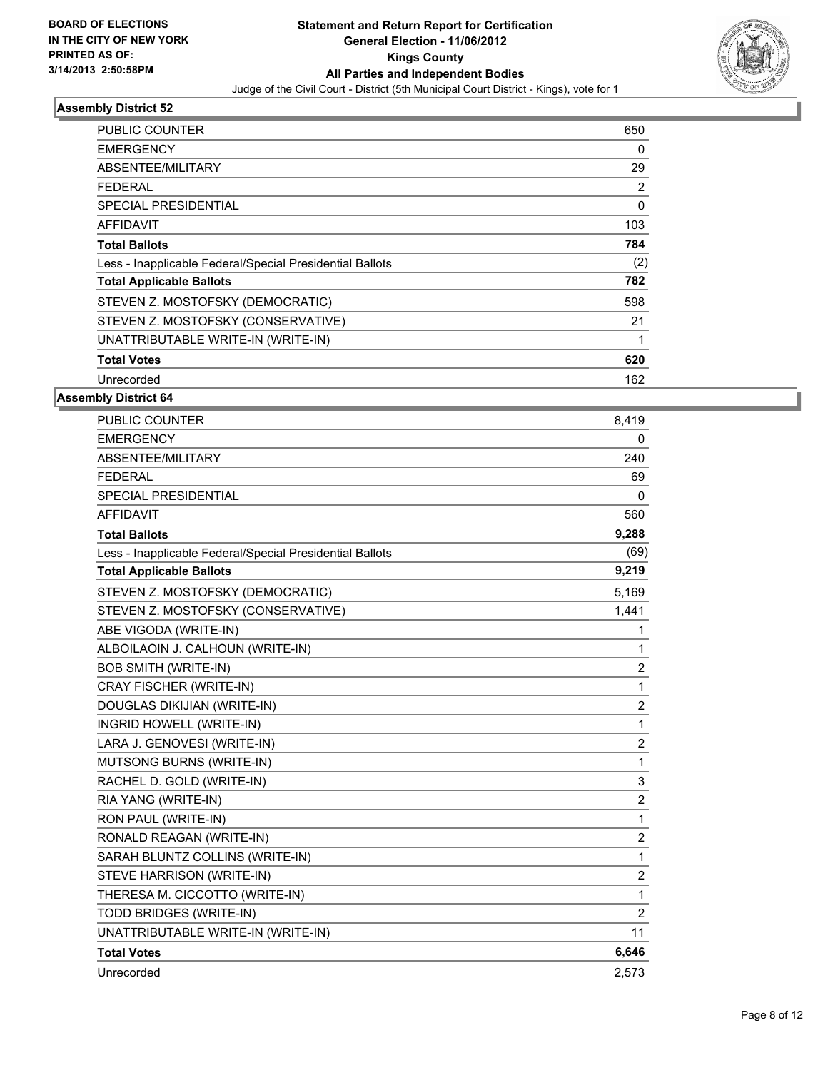**BOARD OF ELECTIONS IN THE CITY OF NEW YORK PRINTED AS OF: 3/14/2013 2:50:58PM**

**Statement and Return Report for Certification General Election - 11/06/2012 Kings County All Parties and Independent Bodies**

Judge of the Civil Court - District (5th Municipal Court District - Kings), vote for 1

### Assembly District 52

| | |
|---|---|
| PUBLIC COUNTER | 650 |
| EMERGENCY | 0 |
| ABSENTEE/MILITARY | 29 |
| FEDERAL | 2 |
| SPECIAL PRESIDENTIAL | 0 |
| AFFIDAVIT | 103 |
| **Total Ballots** | **784** |
| Less - Inapplicable Federal/Special Presidential Ballots | (2) |
| **Total Applicable Ballots** | **782** |
| STEVEN Z. MOSTOFSKY (DEMOCRATIC) | 598 |
| STEVEN Z. MOSTOFSKY (CONSERVATIVE) | 21 |
| UNATTRIBUTABLE WRITE-IN (WRITE-IN) | 1 |
| **Total Votes** | **620** |
| Unrecorded | 162 |

### Assembly District 64

| | |
|---|---|
| PUBLIC COUNTER | 8,419 |
| EMERGENCY | 0 |
| ABSENTEE/MILITARY | 240 |
| FEDERAL | 69 |
| SPECIAL PRESIDENTIAL | 0 |
| AFFIDAVIT | 560 |
| **Total Ballots** | **9,288** |
| Less - Inapplicable Federal/Special Presidential Ballots | (69) |
| **Total Applicable Ballots** | **9,219** |
| STEVEN Z. MOSTOFSKY (DEMOCRATIC) | 5,169 |
| STEVEN Z. MOSTOFSKY (CONSERVATIVE) | 1,441 |
| ABE VIGODA (WRITE-IN) | 1 |
| ALBOILAOIN J. CALHOUN (WRITE-IN) | 1 |
| BOB SMITH (WRITE-IN) | 2 |
| CRAY FISCHER (WRITE-IN) | 1 |
| DOUGLAS DIKIJIAN (WRITE-IN) | 2 |
| INGRID HOWELL (WRITE-IN) | 1 |
| LARA J. GENOVESI (WRITE-IN) | 2 |
| MUTSONG BURNS (WRITE-IN) | 1 |
| RACHEL D. GOLD (WRITE-IN) | 3 |
| RIA YANG (WRITE-IN) | 2 |
| RON PAUL (WRITE-IN) | 1 |
| RONALD REAGAN (WRITE-IN) | 2 |
| SARAH BLUNTZ COLLINS (WRITE-IN) | 1 |
| STEVE HARRISON (WRITE-IN) | 2 |
| THERESA M. CICCOTTO (WRITE-IN) | 1 |
| TODD BRIDGES (WRITE-IN) | 2 |
| UNATTRIBUTABLE WRITE-IN (WRITE-IN) | 11 |
| **Total Votes** | **6,646** |
| Unrecorded | 2,573 |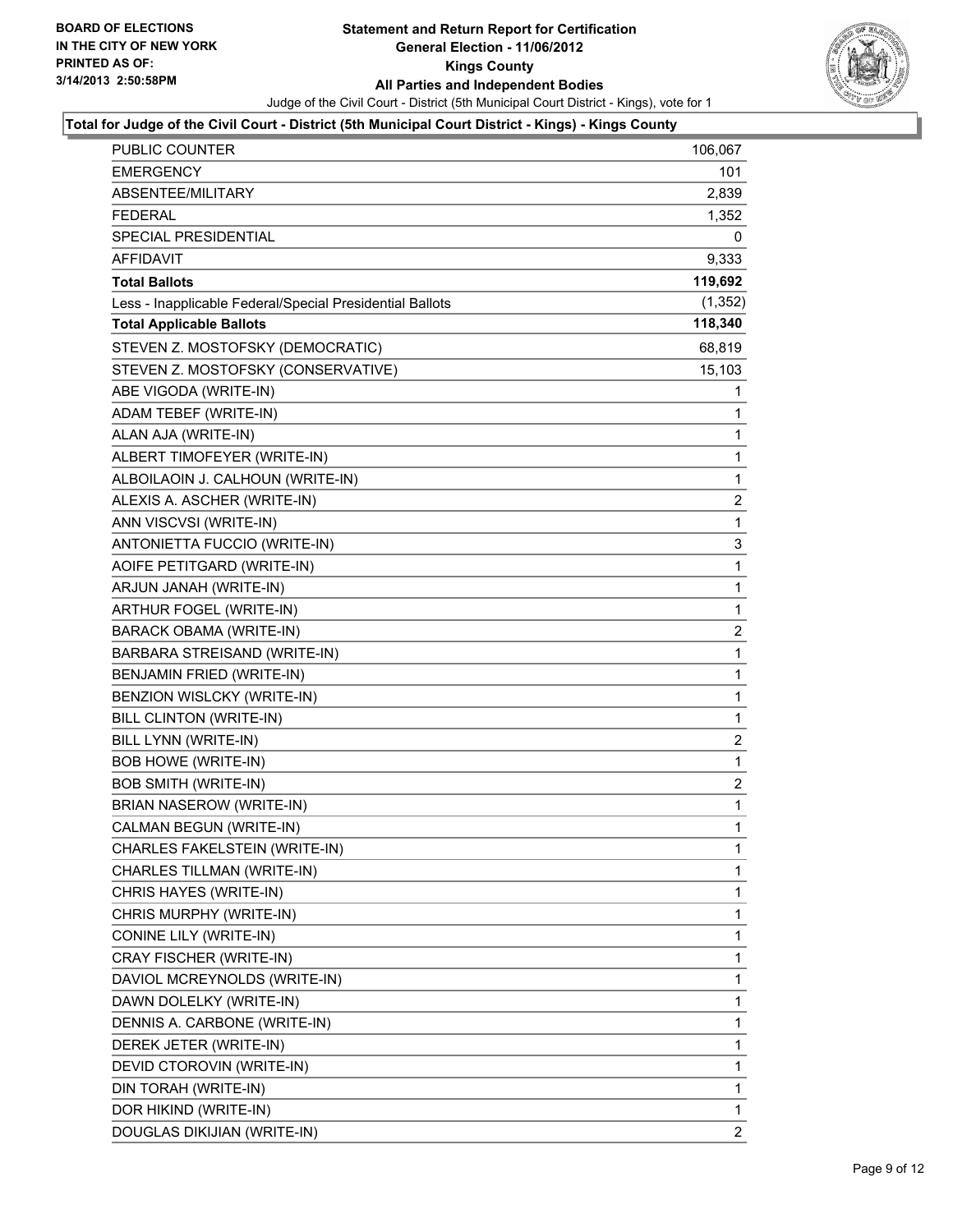**BOARD OF ELECTIONS IN THE CITY OF NEW YORK PRINTED AS OF: 3/14/2013 2:50:58PM**

# Statement and Return Report for Certification
## General Election - 11/06/2012
## Kings County
## All Parties and Independent Bodies

Judge of the Civil Court - District (5th Municipal Court District - Kings), vote for 1

**Total for Judge of the Civil Court - District (5th Municipal Court District - Kings) - Kings County**

| | |
|---|---|
| PUBLIC COUNTER | 106,067 |
| EMERGENCY | 101 |
| ABSENTEE/MILITARY | 2,839 |
| FEDERAL | 1,352 |
| SPECIAL PRESIDENTIAL | 0 |
| AFFIDAVIT | 9,333 |
| **Total Ballots** | **119,692** |
| Less - Inapplicable Federal/Special Presidential Ballots | (1,352) |
| **Total Applicable Ballots** | **118,340** |
| STEVEN Z. MOSTOFSKY (DEMOCRATIC) | 68,819 |
| STEVEN Z. MOSTOFSKY (CONSERVATIVE) | 15,103 |
| ABE VIGODA (WRITE-IN) | 1 |
| ADAM TEBEF (WRITE-IN) | 1 |
| ALAN AJA (WRITE-IN) | 1 |
| ALBERT TIMOFEYER (WRITE-IN) | 1 |
| ALBOILAOIN J. CALHOUN (WRITE-IN) | 1 |
| ALEXIS A. ASCHER (WRITE-IN) | 2 |
| ANN VISCVSI (WRITE-IN) | 1 |
| ANTONIETTA FUCCIO (WRITE-IN) | 3 |
| AOIFE PETITGARD (WRITE-IN) | 1 |
| ARJUN JANAH (WRITE-IN) | 1 |
| ARTHUR FOGEL (WRITE-IN) | 1 |
| BARACK OBAMA (WRITE-IN) | 2 |
| BARBARA STREISAND (WRITE-IN) | 1 |
| BENJAMIN FRIED (WRITE-IN) | 1 |
| BENZION WISLCKY (WRITE-IN) | 1 |
| BILL CLINTON (WRITE-IN) | 1 |
| BILL LYNN (WRITE-IN) | 2 |
| BOB HOWE (WRITE-IN) | 1 |
| BOB SMITH (WRITE-IN) | 2 |
| BRIAN NASEROW (WRITE-IN) | 1 |
| CALMAN BEGUN (WRITE-IN) | 1 |
| CHARLES FAKELSTEIN (WRITE-IN) | 1 |
| CHARLES TILLMAN (WRITE-IN) | 1 |
| CHRIS HAYES (WRITE-IN) | 1 |
| CHRIS MURPHY (WRITE-IN) | 1 |
| CONINE LILY (WRITE-IN) | 1 |
| CRAY FISCHER (WRITE-IN) | 1 |
| DAVIOL MCREYNOLDS (WRITE-IN) | 1 |
| DAWN DOLELKY (WRITE-IN) | 1 |
| DENNIS A. CARBONE (WRITE-IN) | 1 |
| DEREK JETER (WRITE-IN) | 1 |
| DEVID CTOROVIN (WRITE-IN) | 1 |
| DIN TORAH (WRITE-IN) | 1 |
| DOR HIKIND (WRITE-IN) | 1 |
| DOUGLAS DIKIJIAN (WRITE-IN) | 2 |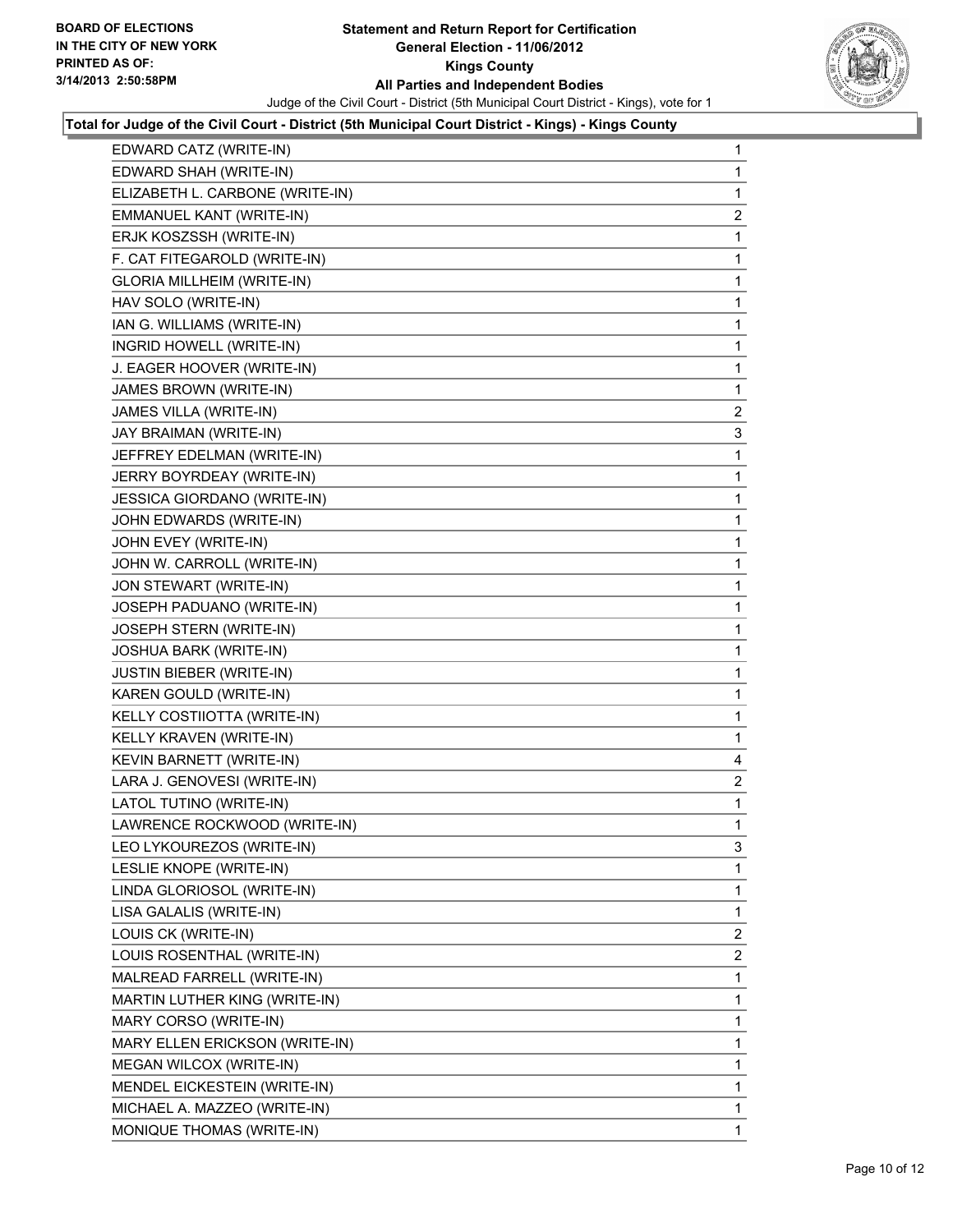**BOARD OF ELECTIONS IN THE CITY OF NEW YORK PRINTED AS OF: 3/14/2013 2:50:58PM**

**Statement and Return Report for Certification**
**General Election - 11/06/2012**
**Kings County**
**All Parties and Independent Bodies**

Judge of the Civil Court - District (5th Municipal Court District - Kings), vote for 1

**Total for Judge of the Civil Court - District (5th Municipal Court District - Kings) - Kings County**

| | |
|---|---|
| EDWARD CATZ (WRITE-IN) | 1 |
| EDWARD SHAH (WRITE-IN) | 1 |
| ELIZABETH L. CARBONE (WRITE-IN) | 1 |
| EMMANUEL KANT (WRITE-IN) | 2 |
| ERJK KOSZSSH (WRITE-IN) | 1 |
| F. CAT FITEGAROLD (WRITE-IN) | 1 |
| GLORIA MILLHEIM (WRITE-IN) | 1 |
| HAV SOLO (WRITE-IN) | 1 |
| IAN G. WILLIAMS (WRITE-IN) | 1 |
| INGRID HOWELL (WRITE-IN) | 1 |
| J. EAGER HOOVER (WRITE-IN) | 1 |
| JAMES BROWN (WRITE-IN) | 1 |
| JAMES VILLA (WRITE-IN) | 2 |
| JAY BRAIMAN (WRITE-IN) | 3 |
| JEFFREY EDELMAN (WRITE-IN) | 1 |
| JERRY BOYRDEAY (WRITE-IN) | 1 |
| JESSICA GIORDANO (WRITE-IN) | 1 |
| JOHN EDWARDS (WRITE-IN) | 1 |
| JOHN EVEY (WRITE-IN) | 1 |
| JOHN W. CARROLL (WRITE-IN) | 1 |
| JON STEWART (WRITE-IN) | 1 |
| JOSEPH PADUANO (WRITE-IN) | 1 |
| JOSEPH STERN (WRITE-IN) | 1 |
| JOSHUA BARK (WRITE-IN) | 1 |
| JUSTIN BIEBER (WRITE-IN) | 1 |
| KAREN GOULD (WRITE-IN) | 1 |
| KELLY COSTIIOTTA (WRITE-IN) | 1 |
| KELLY KRAVEN (WRITE-IN) | 1 |
| KEVIN BARNETT (WRITE-IN) | 4 |
| LARA J. GENOVESI (WRITE-IN) | 2 |
| LATOL TUTINO (WRITE-IN) | 1 |
| LAWRENCE ROCKWOOD (WRITE-IN) | 1 |
| LEO LYKOUREZOS (WRITE-IN) | 3 |
| LESLIE KNOPE (WRITE-IN) | 1 |
| LINDA GLORIOSOL (WRITE-IN) | 1 |
| LISA GALALIS (WRITE-IN) | 1 |
| LOUIS CK (WRITE-IN) | 2 |
| LOUIS ROSENTHAL (WRITE-IN) | 2 |
| MALREAD FARRELL (WRITE-IN) | 1 |
| MARTIN LUTHER KING (WRITE-IN) | 1 |
| MARY CORSO (WRITE-IN) | 1 |
| MARY ELLEN ERICKSON (WRITE-IN) | 1 |
| MEGAN WILCOX (WRITE-IN) | 1 |
| MENDEL EICKESTEIN (WRITE-IN) | 1 |
| MICHAEL A. MAZZEO (WRITE-IN) | 1 |
| MONIQUE THOMAS (WRITE-IN) | 1 |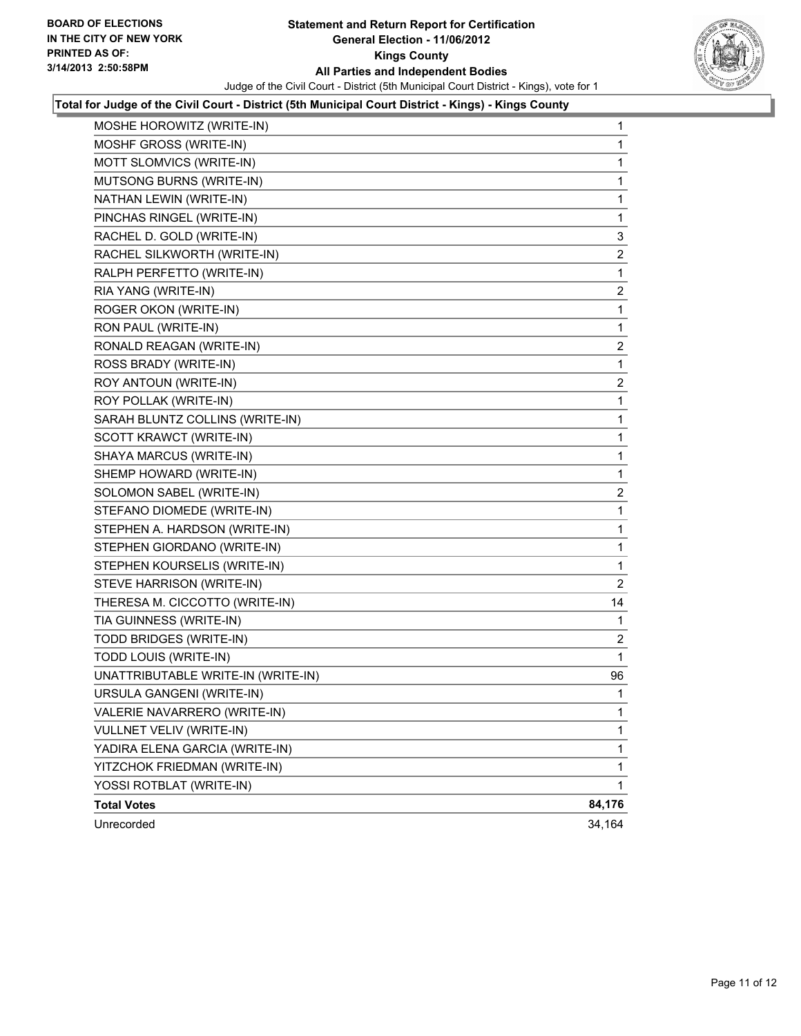**BOARD OF ELECTIONS IN THE CITY OF NEW YORK PRINTED AS OF: 3/14/2013 2:50:58PM**

**Statement and Return Report for Certification General Election - 11/06/2012 Kings County All Parties and Independent Bodies**

Judge of the Civil Court - District (5th Municipal Court District - Kings), vote for 1

**Total for Judge of the Civil Court - District (5th Municipal Court District - Kings) - Kings County**

| | |
|---|---|
| MOSHE HOROWITZ (WRITE-IN) | 1 |
| MOSHF GROSS (WRITE-IN) | 1 |
| MOTT SLOMVICS (WRITE-IN) | 1 |
| MUTSONG BURNS (WRITE-IN) | 1 |
| NATHAN LEWIN (WRITE-IN) | 1 |
| PINCHAS RINGEL (WRITE-IN) | 1 |
| RACHEL D. GOLD (WRITE-IN) | 3 |
| RACHEL SILKWORTH (WRITE-IN) | 2 |
| RALPH PERFETTO (WRITE-IN) | 1 |
| RIA YANG (WRITE-IN) | 2 |
| ROGER OKON (WRITE-IN) | 1 |
| RON PAUL (WRITE-IN) | 1 |
| RONALD REAGAN (WRITE-IN) | 2 |
| ROSS BRADY (WRITE-IN) | 1 |
| ROY ANTOUN (WRITE-IN) | 2 |
| ROY POLLAK (WRITE-IN) | 1 |
| SARAH BLUNTZ COLLINS (WRITE-IN) | 1 |
| SCOTT KRAWCT (WRITE-IN) | 1 |
| SHAYA MARCUS (WRITE-IN) | 1 |
| SHEMP HOWARD (WRITE-IN) | 1 |
| SOLOMON SABEL (WRITE-IN) | 2 |
| STEFANO DIOMEDE (WRITE-IN) | 1 |
| STEPHEN A. HARDSON (WRITE-IN) | 1 |
| STEPHEN GIORDANO (WRITE-IN) | 1 |
| STEPHEN KOURSELIS (WRITE-IN) | 1 |
| STEVE HARRISON (WRITE-IN) | 2 |
| THERESA M. CICCOTTO (WRITE-IN) | 14 |
| TIA GUINNESS (WRITE-IN) | 1 |
| TODD BRIDGES (WRITE-IN) | 2 |
| TODD LOUIS (WRITE-IN) | 1 |
| UNATTRIBUTABLE WRITE-IN (WRITE-IN) | 96 |
| URSULA GANGENI (WRITE-IN) | 1 |
| VALERIE NAVARRERO (WRITE-IN) | 1 |
| VULLNET VELIV (WRITE-IN) | 1 |
| YADIRA ELENA GARCIA (WRITE-IN) | 1 |
| YITZCHOK FRIEDMAN (WRITE-IN) | 1 |
| YOSSI ROTBLAT (WRITE-IN) | 1 |
| **Total Votes** | **84,176** |
| Unrecorded | 34,164 |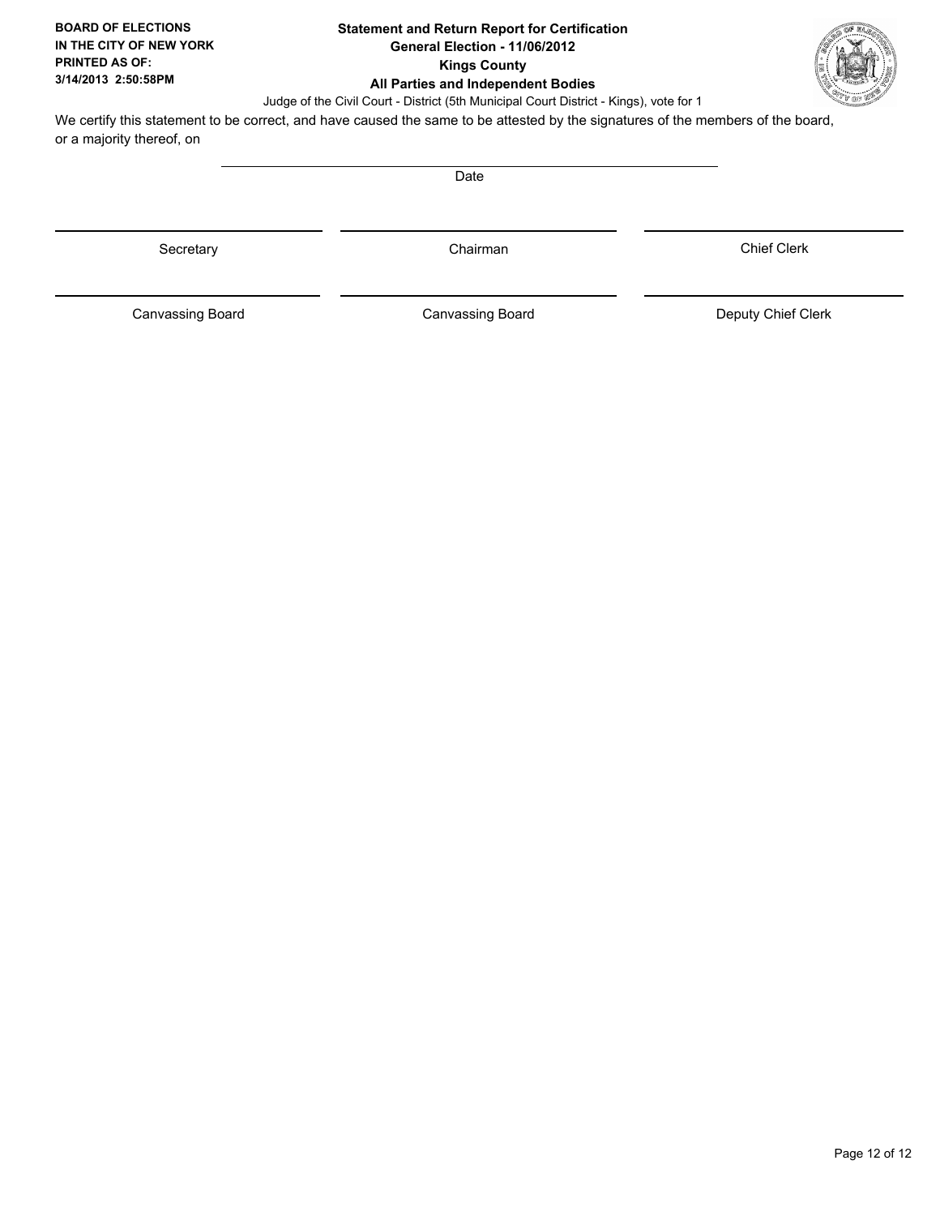**BOARD OF ELECTIONS**
**IN THE CITY OF NEW YORK**
**PRINTED AS OF:**
**3/14/2013 2:50:58PM**

**Statement and Return Report for Certification**
**General Election - 11/06/2012**
**Kings County**
**All Parties and Independent Bodies**

Judge of the Civil Court - District (5th Municipal Court District - Kings), vote for 1

We certify this statement to be correct, and have caused the same to be attested by the signatures of the members of the board, or a majority thereof, on

Date

Secretary

Chairman

Chief Clerk

Canvassing Board

Canvassing Board

Deputy Chief Clerk